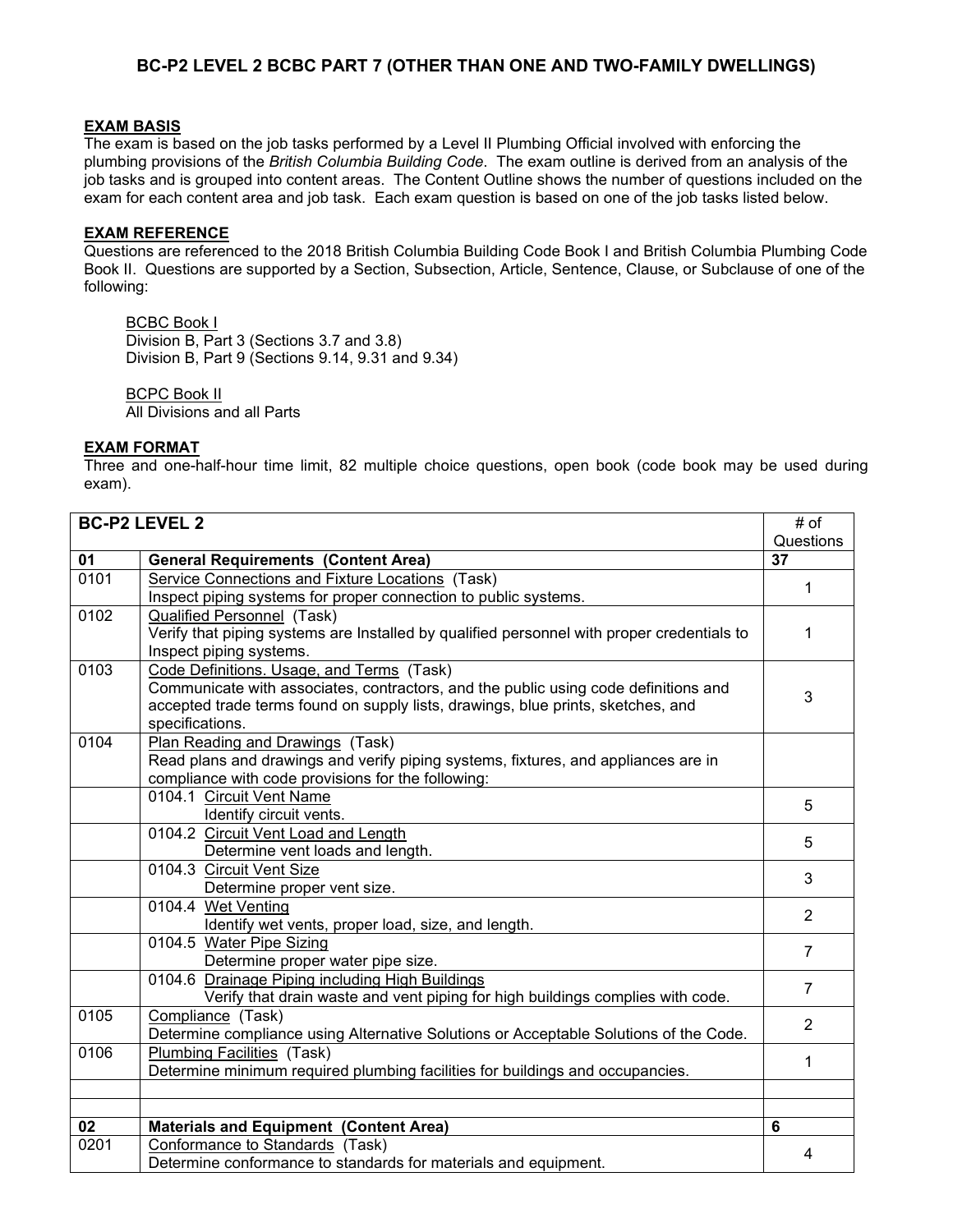# BC-P2 LEVEL 2 BCBC PART 7 (OTHER THAN ONE AND TWO-FAMILY DWELLINGS)

## EXAM BASIS

The exam is based on the job tasks performed by a Level II Plumbing Official involved with enforcing the plumbing provisions of the *British Columbia Building Code*. The exam outline is derived from an analysis of the job tasks and is grouped into content areas. The Content Outline shows the number of questions included on the exam for each content area and job task. Each exam question is based on one of the job tasks listed below.

## EXAM REFERENCE

Questions are referenced to the 2018 British Columbia Building Code Book I and British Columbia Plumbing Code Book II. Questions are supported by a Section, Subsection, Article, Sentence, Clause, or Subclause of one of the following:

<u>BCBC Book I</u>
Division B, Part 3 (Sections 3.7 and 3.8)
Division B, Part 9 (Sections 9.14, 9.31 and 9.34)

<u>BCPC Book II</u>
All Divisions and all Parts

## EXAM FORMAT

Three and one-half-hour time limit, 82 multiple choice questions, open book (code book may be used during exam).

| **BC-P2 LEVEL 2** | | # of Questions |
|---|---|---|
| **01** | **General Requirements (Content Area)** | **37** |
| 0101 | <u>Service Connections and Fixture Locations</u> (Task)<br>Inspect piping systems for proper connection to public systems. | 1 |
| 0102 | <u>Qualified Personnel</u> (Task)<br>Verify that piping systems are Installed by qualified personnel with proper credentials to Inspect piping systems. | 1 |
| 0103 | <u>Code Definitions. Usage, and Terms</u> (Task)<br>Communicate with associates, contractors, and the public using code definitions and accepted trade terms found on supply lists, drawings, blue prints, sketches, and specifications. | 3 |
| 0104 | <u>Plan Reading and Drawings</u> (Task)<br>Read plans and drawings and verify piping systems, fixtures, and appliances are in compliance with code provisions for the following: | |
| | 0104.1 <u>Circuit Vent Name</u><br>Identify circuit vents. | 5 |
| | 0104.2 <u>Circuit Vent Load and Length</u><br>Determine vent loads and length. | 5 |
| | 0104.3 <u>Circuit Vent Size</u><br>Determine proper vent size. | 3 |
| | 0104.4 <u>Wet Venting</u><br>Identify wet vents, proper load, size, and length. | 2 |
| | 0104.5 <u>Water Pipe Sizing</u><br>Determine proper water pipe size. | 7 |
| | 0104.6 <u>Drainage Piping including High Buildings</u><br>Verify that drain waste and vent piping for high buildings complies with code. | 7 |
| 0105 | <u>Compliance</u> (Task)<br>Determine compliance using Alternative Solutions or Acceptable Solutions of the Code. | 2 |
| 0106 | <u>Plumbing Facilities</u> (Task)<br>Determine minimum required plumbing facilities for buildings and occupancies. | 1 |
| | | |
| | | |
| **02** | **Materials and Equipment (Content Area)** | **6** |
| 0201 | <u>Conformance to Standards</u> (Task)<br>Determine conformance to standards for materials and equipment. | 4 |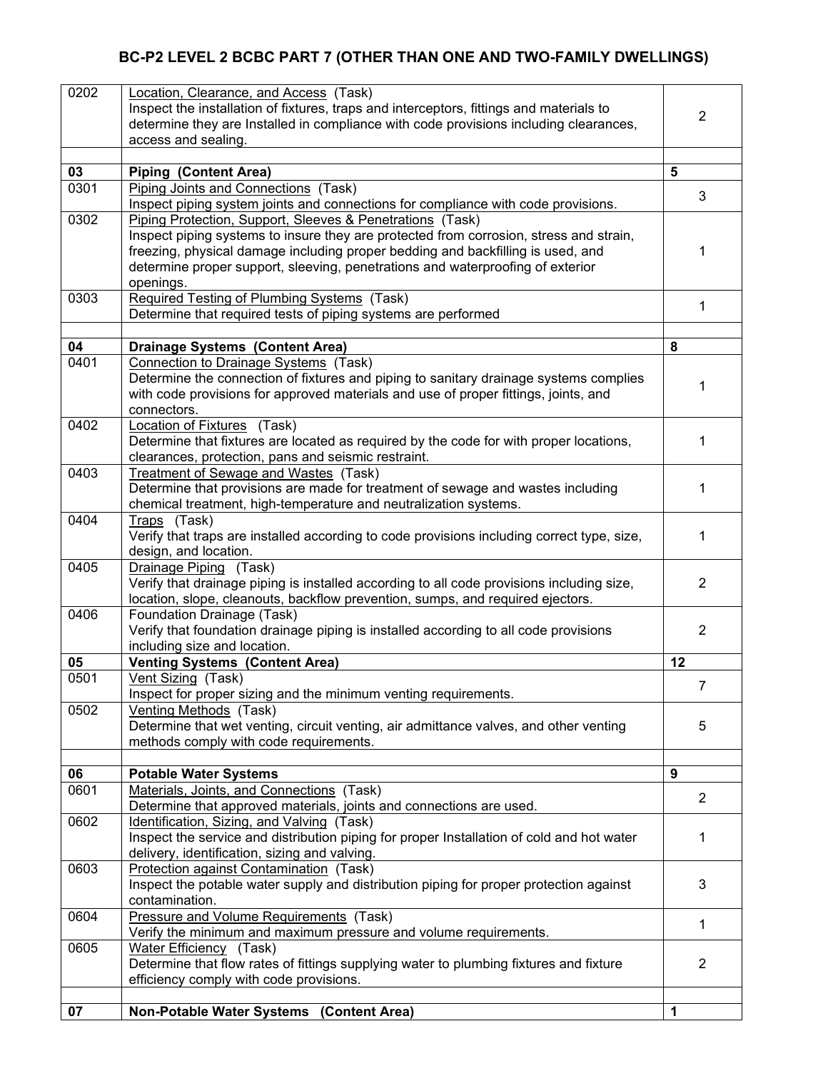## BC-P2 LEVEL 2 BCBC PART 7 (OTHER THAN ONE AND TWO-FAMILY DWELLINGS)

| | | |
|---|---|---|
| 0202 | Location, Clearance, and Access (Task)<br>Inspect the installation of fixtures, traps and interceptors, fittings and materials to determine they are Installed in compliance with code provisions including clearances, access and sealing. | 2 |
| | | |
| **03** | **Piping (Content Area)** | **5** |
| 0301 | Piping Joints and Connections (Task)<br>Inspect piping system joints and connections for compliance with code provisions. | 3 |
| 0302 | Piping Protection, Support, Sleeves & Penetrations (Task)<br>Inspect piping systems to insure they are protected from corrosion, stress and strain, freezing, physical damage including proper bedding and backfilling is used, and determine proper support, sleeving, penetrations and waterproofing of exterior openings. | 1 |
| 0303 | Required Testing of Plumbing Systems (Task)<br>Determine that required tests of piping systems are performed | 1 |
| | | |
| **04** | **Drainage Systems (Content Area)** | **8** |
| 0401 | Connection to Drainage Systems (Task)<br>Determine the connection of fixtures and piping to sanitary drainage systems complies with code provisions for approved materials and use of proper fittings, joints, and connectors. | 1 |
| 0402 | Location of Fixtures (Task)<br>Determine that fixtures are located as required by the code for with proper locations, clearances, protection, pans and seismic restraint. | 1 |
| 0403 | Treatment of Sewage and Wastes (Task)<br>Determine that provisions are made for treatment of sewage and wastes including chemical treatment, high-temperature and neutralization systems. | 1 |
| 0404 | Traps (Task)<br>Verify that traps are installed according to code provisions including correct type, size, design, and location. | 1 |
| 0405 | Drainage Piping (Task)<br>Verify that drainage piping is installed according to all code provisions including size, location, slope, cleanouts, backflow prevention, sumps, and required ejectors. | 2 |
| 0406 | Foundation Drainage (Task)<br>Verify that foundation drainage piping is installed according to all code provisions including size and location. | 2 |
| **05** | **Venting Systems (Content Area)** | **12** |
| 0501 | Vent Sizing (Task)<br>Inspect for proper sizing and the minimum venting requirements. | 7 |
| 0502 | Venting Methods (Task)<br>Determine that wet venting, circuit venting, air admittance valves, and other venting methods comply with code requirements. | 5 |
| | | |
| **06** | **Potable Water Systems** | **9** |
| 0601 | Materials, Joints, and Connections (Task)<br>Determine that approved materials, joints and connections are used. | 2 |
| 0602 | Identification, Sizing, and Valving (Task)<br>Inspect the service and distribution piping for proper Installation of cold and hot water delivery, identification, sizing and valving. | 1 |
| 0603 | Protection against Contamination (Task)<br>Inspect the potable water supply and distribution piping for proper protection against contamination. | 3 |
| 0604 | Pressure and Volume Requirements (Task)<br>Verify the minimum and maximum pressure and volume requirements. | 1 |
| 0605 | Water Efficiency (Task)<br>Determine that flow rates of fittings supplying water to plumbing fixtures and fixture efficiency comply with code provisions. | 2 |
| | | |
| **07** | **Non-Potable Water Systems (Content Area)** | **1** |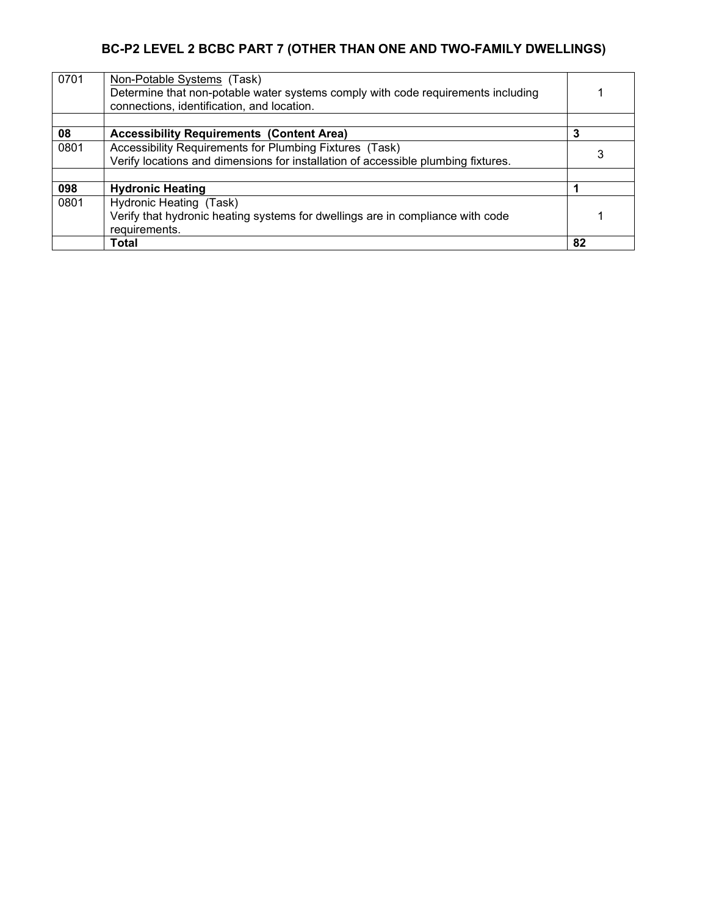**BC-P2 LEVEL 2 BCBC PART 7 (OTHER THAN ONE AND TWO-FAMILY DWELLINGS)**

| | | |
|---|---|---|
| 0701 | Non-Potable Systems (Task)<br>Determine that non-potable water systems comply with code requirements including connections, identification, and location. | 1 |
| | | |
| **08** | **Accessibility Requirements (Content Area)** | **3** |
| 0801 | Accessibility Requirements for Plumbing Fixtures (Task)<br>Verify locations and dimensions for installation of accessible plumbing fixtures. | 3 |
| | | |
| **098** | **Hydronic Heating** | **1** |
| 0801 | Hydronic Heating (Task)<br>Verify that hydronic heating systems for dwellings are in compliance with code requirements. | 1 |
| | **Total** | **82** |